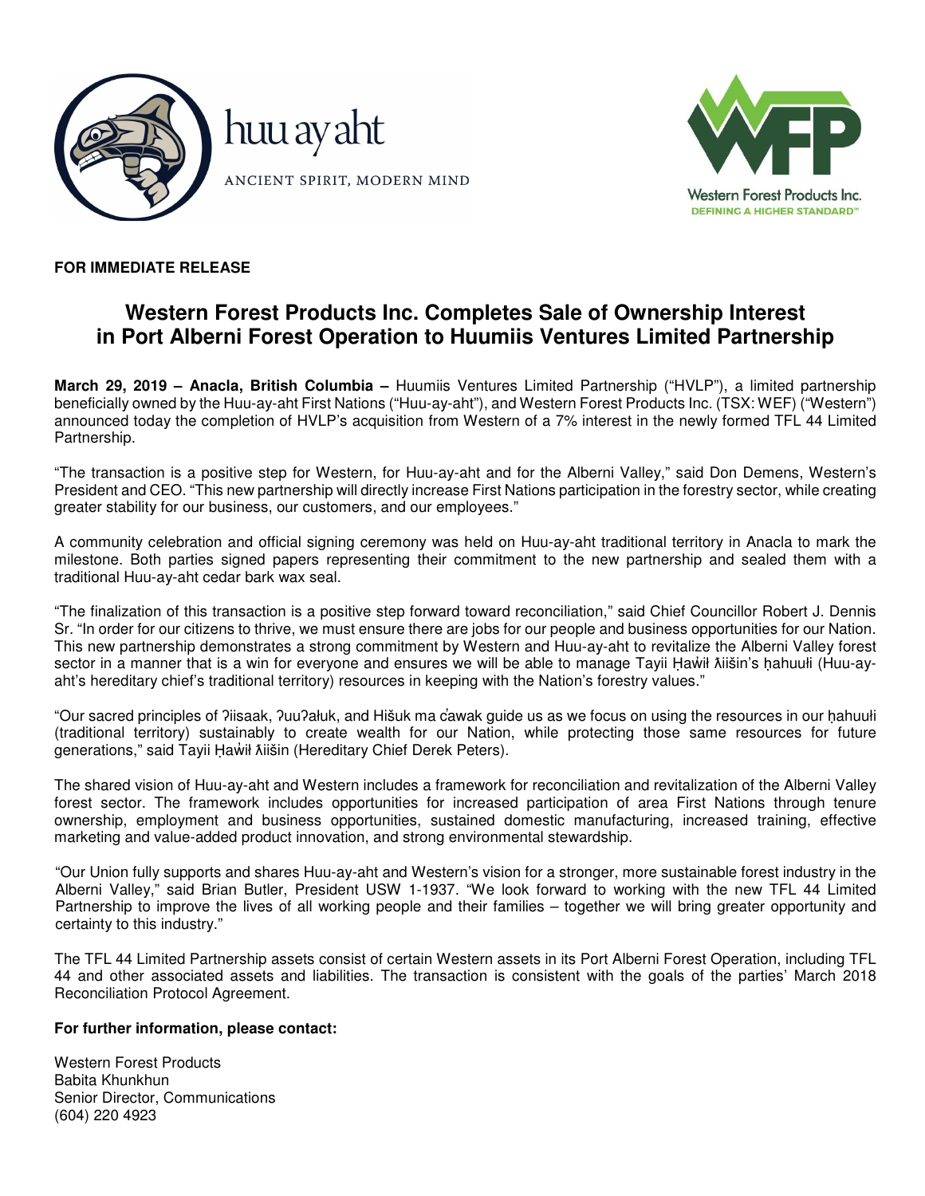huu ay aht

ANCIENT SPIRIT, MODERN MIND

Western Forest Products Inc.
DEFINING A HIGHER STANDARD™

**FOR IMMEDIATE RELEASE**

# Western Forest Products Inc. Completes Sale of Ownership Interest in Port Alberni Forest Operation to Huumiis Ventures Limited Partnership

**March 29, 2019 – Anacla, British Columbia –** Huumiis Ventures Limited Partnership ("HVLP"), a limited partnership beneficially owned by the Huu-ay-aht First Nations ("Huu-ay-aht"), and Western Forest Products Inc. (TSX: WEF) ("Western") announced today the completion of HVLP's acquisition from Western of a 7% interest in the newly formed TFL 44 Limited Partnership.

"The transaction is a positive step for Western, for Huu-ay-aht and for the Alberni Valley," said Don Demens, Western's President and CEO. "This new partnership will directly increase First Nations participation in the forestry sector, while creating greater stability for our business, our customers, and our employees."

A community celebration and official signing ceremony was held on Huu-ay-aht traditional territory in Anacla to mark the milestone. Both parties signed papers representing their commitment to the new partnership and sealed them with a traditional Huu-ay-aht cedar bark wax seal.

"The finalization of this transaction is a positive step forward toward reconciliation," said Chief Councillor Robert J. Dennis Sr. "In order for our citizens to thrive, we must ensure there are jobs for our people and business opportunities for our Nation. This new partnership demonstrates a strong commitment by Western and Huu-ay-aht to revitalize the Alberni Valley forest sector in a manner that is a win for everyone and ensures we will be able to manage Tayii Ḥaw̓ił ƛiišin's ḥahuułi (Huu-ay-aht's hereditary chief's traditional territory) resources in keeping with the Nation's forestry values."

"Our sacred principles of ʔiisaak, ʔuuʔałuk, and Hišuk ma c̓awak guide us as we focus on using the resources in our ḥahuułi (traditional territory) sustainably to create wealth for our Nation, while protecting those same resources for future generations," said Tayii Ḥaw̓ił ƛiišin (Hereditary Chief Derek Peters).

The shared vision of Huu-ay-aht and Western includes a framework for reconciliation and revitalization of the Alberni Valley forest sector. The framework includes opportunities for increased participation of area First Nations through tenure ownership, employment and business opportunities, sustained domestic manufacturing, increased training, effective marketing and value-added product innovation, and strong environmental stewardship.

"Our Union fully supports and shares Huu-ay-aht and Western's vision for a stronger, more sustainable forest industry in the Alberni Valley," said Brian Butler, President USW 1-1937. "We look forward to working with the new TFL 44 Limited Partnership to improve the lives of all working people and their families – together we will bring greater opportunity and certainty to this industry."

The TFL 44 Limited Partnership assets consist of certain Western assets in its Port Alberni Forest Operation, including TFL 44 and other associated assets and liabilities. The transaction is consistent with the goals of the parties' March 2018 Reconciliation Protocol Agreement.

**For further information, please contact:**

Western Forest Products
Babita Khunkhun
Senior Director, Communications
(604) 220 4923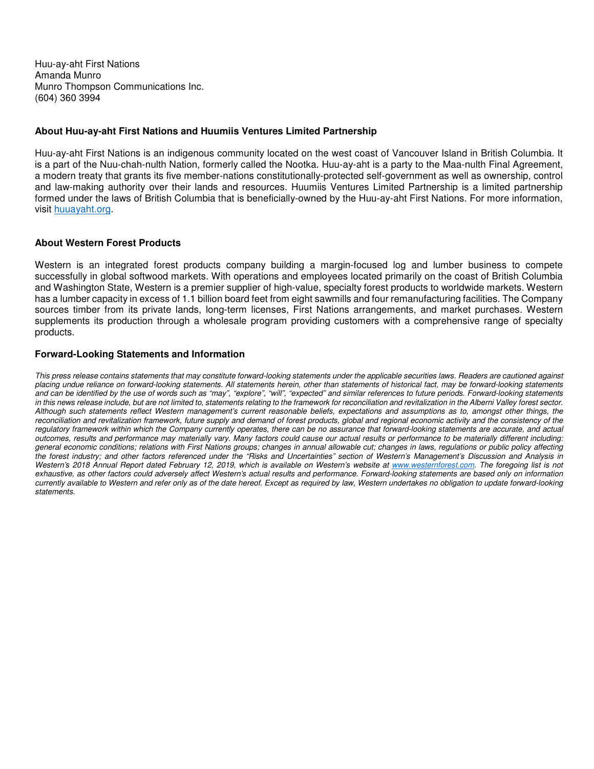Huu-ay-aht First Nations
Amanda Munro
Munro Thompson Communications Inc.
(604) 360 3994

**About Huu-ay-aht First Nations and Huumiis Ventures Limited Partnership**

Huu-ay-aht First Nations is an indigenous community located on the west coast of Vancouver Island in British Columbia. It is a part of the Nuu-chah-nulth Nation, formerly called the Nootka. Huu-ay-aht is a party to the Maa-nulth Final Agreement, a modern treaty that grants its five member-nations constitutionally-protected self-government as well as ownership, control and law-making authority over their lands and resources. Huumiis Ventures Limited Partnership is a limited partnership formed under the laws of British Columbia that is beneficially-owned by the Huu-ay-aht First Nations. For more information, visit huuayaht.org.

**About Western Forest Products**

Western is an integrated forest products company building a margin-focused log and lumber business to compete successfully in global softwood markets. With operations and employees located primarily on the coast of British Columbia and Washington State, Western is a premier supplier of high-value, specialty forest products to worldwide markets. Western has a lumber capacity in excess of 1.1 billion board feet from eight sawmills and four remanufacturing facilities. The Company sources timber from its private lands, long-term licenses, First Nations arrangements, and market purchases. Western supplements its production through a wholesale program providing customers with a comprehensive range of specialty products.

**Forward-Looking Statements and Information**

*This press release contains statements that may constitute forward-looking statements under the applicable securities laws. Readers are cautioned against placing undue reliance on forward-looking statements. All statements herein, other than statements of historical fact, may be forward-looking statements and can be identified by the use of words such as "may", "explore", "will", "expected" and similar references to future periods. Forward-looking statements in this news release include, but are not limited to, statements relating to the framework for reconciliation and revitalization in the Alberni Valley forest sector. Although such statements reflect Western management's current reasonable beliefs, expectations and assumptions as to, amongst other things, the reconciliation and revitalization framework, future supply and demand of forest products, global and regional economic activity and the consistency of the regulatory framework within which the Company currently operates, there can be no assurance that forward-looking statements are accurate, and actual outcomes, results and performance may materially vary. Many factors could cause our actual results or performance to be materially different including: general economic conditions; relations with First Nations groups; changes in annual allowable cut; changes in laws, regulations or public policy affecting the forest industry; and other factors referenced under the "Risks and Uncertainties" section of Western's Management's Discussion and Analysis in Western's 2018 Annual Report dated February 12, 2019, which is available on Western's website at www.westernforest.com. The foregoing list is not exhaustive, as other factors could adversely affect Western's actual results and performance. Forward-looking statements are based only on information currently available to Western and refer only as of the date hereof. Except as required by law, Western undertakes no obligation to update forward-looking statements.*